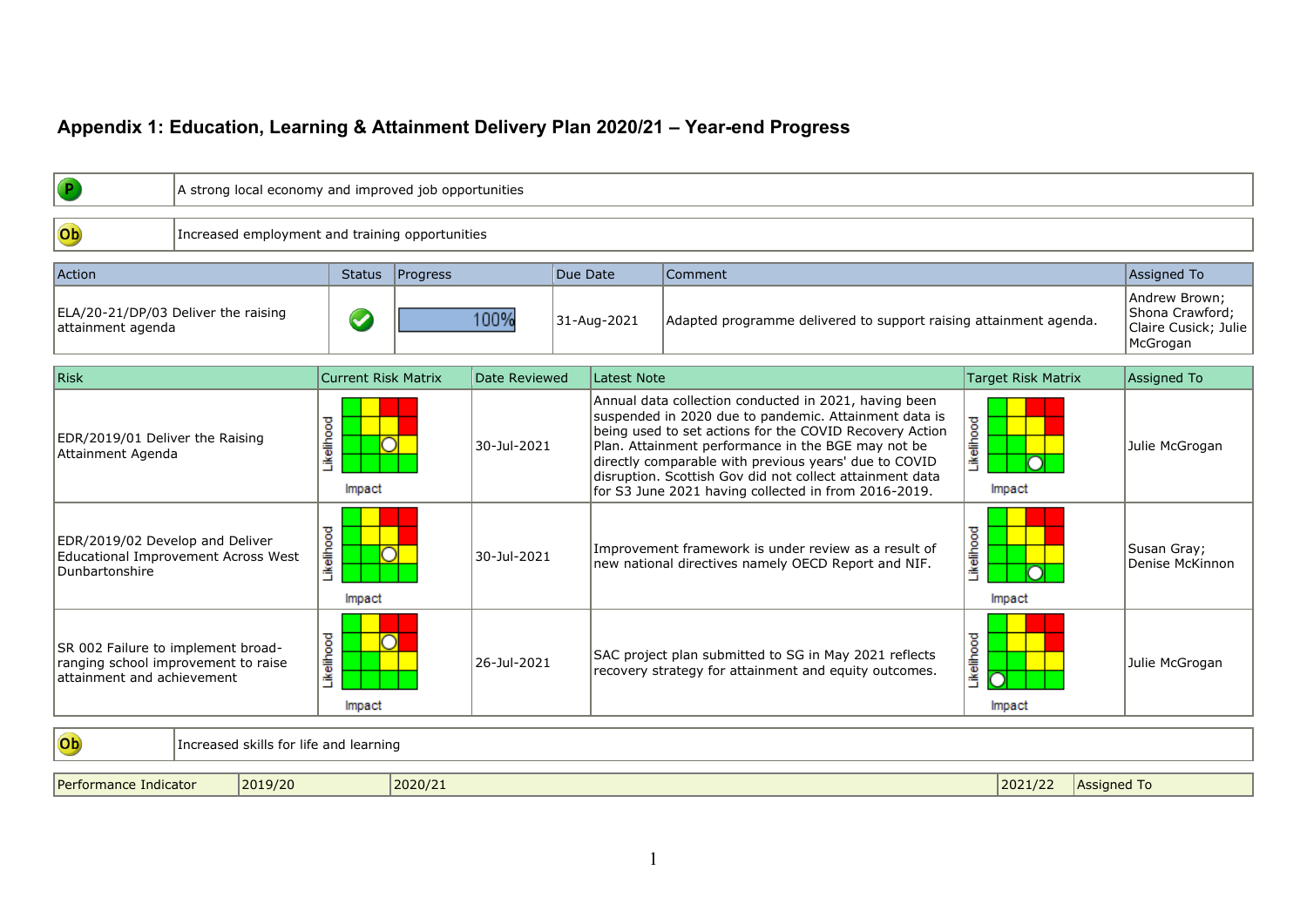# Appendix 1: Education, Learning & Attainment Delivery Plan 2020/21 – Year-end Progress

| P | A strong local economy and improved job opportunities |
|---|---|

| Ob | Increased employment and training opportunities |
|---|---|

| Action | Status | Progress | Due Date | Comment | Assigned To |
|---|---|---|---|---|---|
| ELA/20-21/DP/03 Deliver the raising attainment agenda | ✔ | 100% | 31-Aug-2021 | Adapted programme delivered to support raising attainment agenda. | Andrew Brown; Shona Crawford; Claire Cusick; Julie McGrogan |

| Risk | Current Risk Matrix | Date Reviewed | Latest Note | Target Risk Matrix | Assigned To |
|---|---|---|---|---|---|
| EDR/2019/01 Deliver the Raising Attainment Agenda | | 30-Jul-2021 | Annual data collection conducted in 2021, having been suspended in 2020 due to pandemic. Attainment data is being used to set actions for the COVID Recovery Action Plan. Attainment performance in the BGE may not be directly comparable with previous years' due to COVID disruption. Scottish Gov did not collect attainment data for S3 June 2021 having collected in from 2016-2019. | | Julie McGrogan |
| EDR/2019/02 Develop and Deliver Educational Improvement Across West Dunbartonshire | | 30-Jul-2021 | Improvement framework is under review as a result of new national directives namely OECD Report and NIF. | | Susan Gray; Denise McKinnon |
| SR 002 Failure to implement broad-ranging school improvement to raise attainment and achievement | | 26-Jul-2021 | SAC project plan submitted to SG in May 2021 reflects recovery strategy for attainment and equity outcomes. | | Julie McGrogan |

| Ob | Increased skills for life and learning |
|---|---|

| Performance Indicator | 2019/20 | 2020/21 | 2021/22 | Assigned To |
|---|---|---|---|---|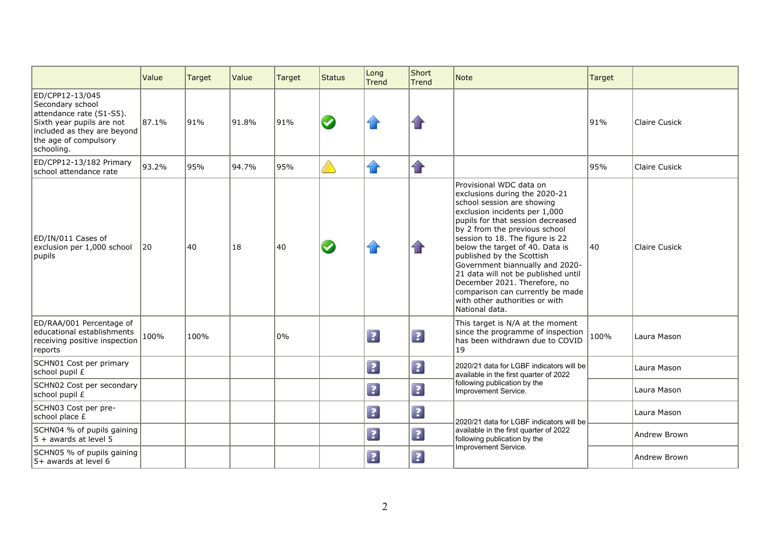| | Value | Target | Value | Target | Status | Long Trend | Short Trend | Note | Target | |
|---|---|---|---|---|---|---|---|---|---|---|
| ED/CPP12-13/045 Secondary school attendance rate (S1-S5). Sixth year pupils are not included as they are beyond the age of compulsory schooling. | 87.1% | 91% | 91.8% | 91% | | | | | 91% | Claire Cusick |
| ED/CPP12-13/182 Primary school attendance rate | 93.2% | 95% | 94.7% | 95% | | | | | 95% | Claire Cusick |
| ED/IN/011 Cases of exclusion per 1,000 school pupils | 20 | 40 | 18 | 40 | | | | Provisional WDC data on exclusions during the 2020-21 school session are showing exclusion incidents per 1,000 pupils for that session decreased by 2 from the previous school session to 18. The figure is 22 below the target of 40. Data is published by the Scottish Government biannually and 2020-21 data will not be published until December 2021. Therefore, no comparison can currently be made with other authorities or with National data. | 40 | Claire Cusick |
| ED/RAA/001 Percentage of educational establishments receiving positive inspection reports | 100% | 100% | | 0% | | ? | ? | This target is N/A at the moment since the programme of inspection has been withdrawn due to COVID 19 | 100% | Laura Mason |
| SCHN01 Cost per primary school pupil £ | | | | | | ? | ? | 2020/21 data for LGBF indicators will be available in the first quarter of 2022 following publication by the Improvement Service. | | Laura Mason |
| SCHN02 Cost per secondary school pupil £ | | | | | | ? | ? | | | Laura Mason |
| SCHN03 Cost per pre-school place £ | | | | | | ? | ? | 2020/21 data for LGBF indicators will be available in the first quarter of 2022 following publication by the Improvement Service. | | Laura Mason |
| SCHN04 % of pupils gaining 5 + awards at level 5 | | | | | | ? | ? | | | Andrew Brown |
| SCHN05 % of pupils gaining 5+ awards at level 6 | | | | | | ? | ? | | | Andrew Brown |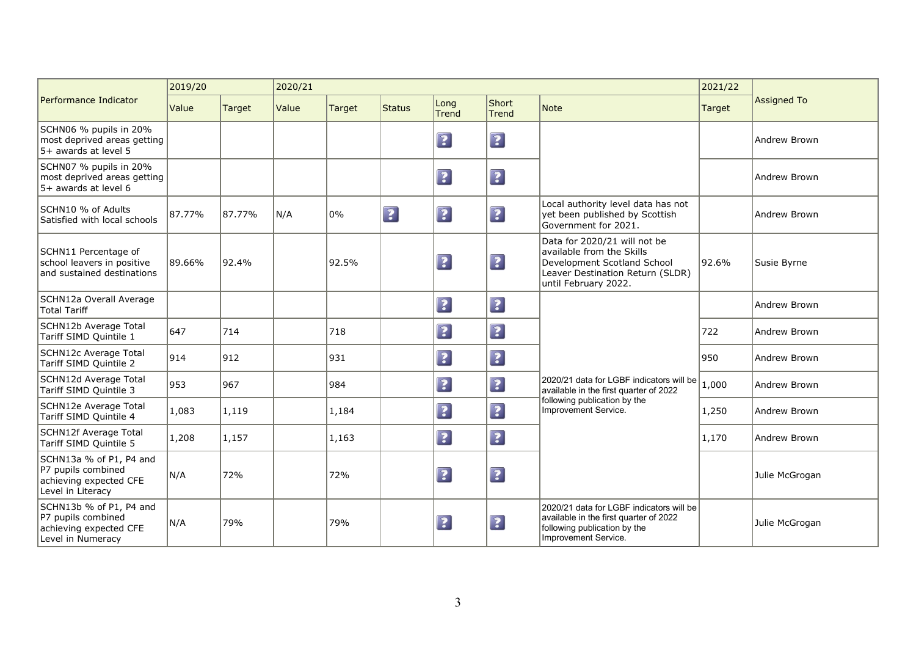| Performance Indicator | 2019/20 | | 2020/21 | | | | | | 2021/22 | Assigned To |
|---|---|---|---|---|---|---|---|---|---|---|
| | Value | Target | Value | Target | Status | Long Trend | Short Trend | Note | Target | |
| SCHN06 % pupils in 20% most deprived areas getting 5+ awards at level 5 | | | | | | ? | ? | | | Andrew Brown |
| SCHN07 % pupils in 20% most deprived areas getting 5+ awards at level 6 | | | | | | ? | ? | | | Andrew Brown |
| SCHN10 % of Adults Satisfied with local schools | 87.77% | 87.77% | N/A | 0% | ? | ? | ? | Local authority level data has not yet been published by Scottish Government for 2021. | | Andrew Brown |
| SCHN11 Percentage of school leavers in positive and sustained destinations | 89.66% | 92.4% | | 92.5% | | ? | ? | Data for 2020/21 will not be available from the Skills Development Scotland School Leaver Destination Return (SLDR) until February 2022. | 92.6% | Susie Byrne |
| SCHN12a Overall Average Total Tariff | | | | | | ? | ? | 2020/21 data for LGBF indicators will be available in the first quarter of 2022 following publication by the Improvement Service. | | Andrew Brown |
| SCHN12b Average Total Tariff SIMD Quintile 1 | 647 | 714 | | 718 | | ? | ? | | 722 | Andrew Brown |
| SCHN12c Average Total Tariff SIMD Quintile 2 | 914 | 912 | | 931 | | ? | ? | | 950 | Andrew Brown |
| SCHN12d Average Total Tariff SIMD Quintile 3 | 953 | 967 | | 984 | | ? | ? | | 1,000 | Andrew Brown |
| SCHN12e Average Total Tariff SIMD Quintile 4 | 1,083 | 1,119 | | 1,184 | | ? | ? | | 1,250 | Andrew Brown |
| SCHN12f Average Total Tariff SIMD Quintile 5 | 1,208 | 1,157 | | 1,163 | | ? | ? | | 1,170 | Andrew Brown |
| SCHN13a % of P1, P4 and P7 pupils combined achieving expected CFE Level in Literacy | N/A | 72% | | 72% | | ? | ? | | | Julie McGrogan |
| SCHN13b % of P1, P4 and P7 pupils combined achieving expected CFE Level in Numeracy | N/A | 79% | | 79% | | ? | ? | 2020/21 data for LGBF indicators will be available in the first quarter of 2022 following publication by the Improvement Service. | | Julie McGrogan |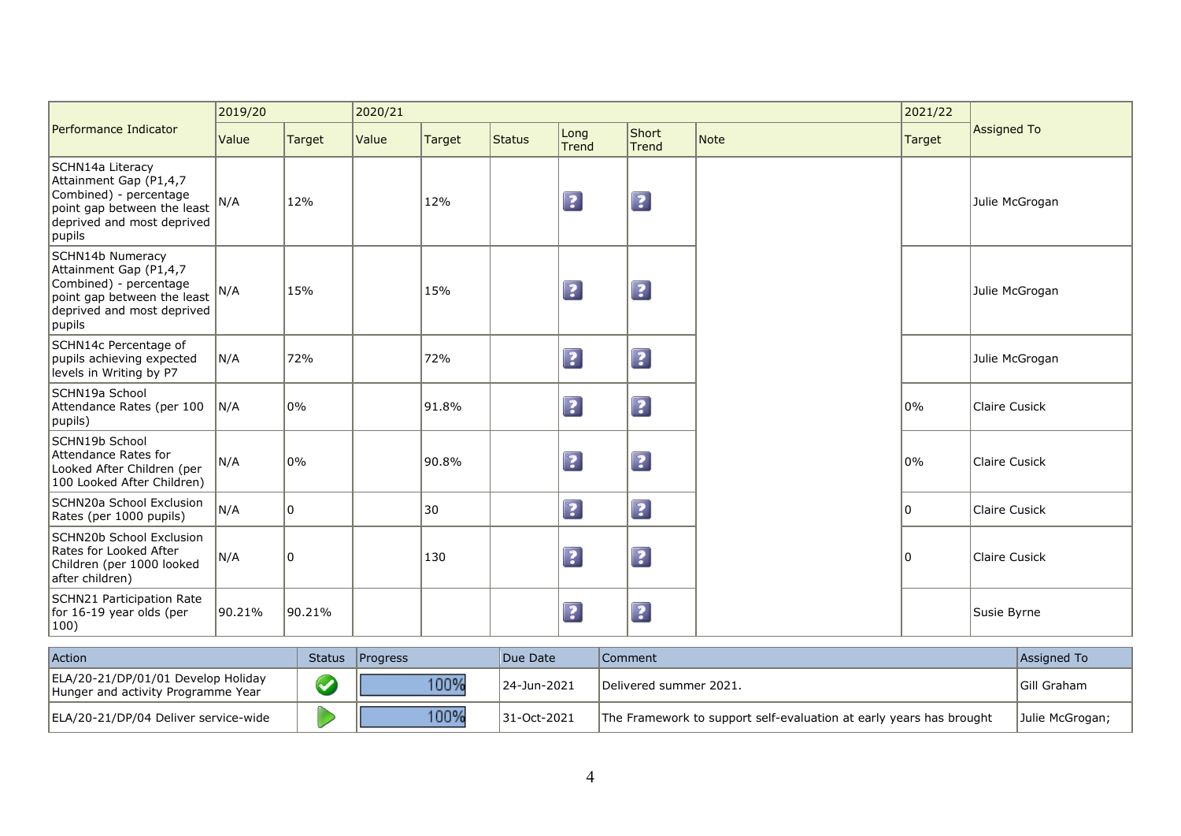| Performance Indicator | 2019/20 | | 2020/21 | | | | | | 2021/22 | Assigned To |
|---|---|---|---|---|---|---|---|---|---|---|
| | Value | Target | Value | Target | Status | Long Trend | Short Trend | Note | Target | |
| SCHN14a Literacy Attainment Gap (P1,4,7 Combined) - percentage point gap between the least deprived and most deprived pupils | N/A | 12% | | 12% | | ? | ? | | | Julie McGrogan |
| SCHN14b Numeracy Attainment Gap (P1,4,7 Combined) - percentage point gap between the least deprived and most deprived pupils | N/A | 15% | | 15% | | ? | ? | | | Julie McGrogan |
| SCHN14c Percentage of pupils achieving expected levels in Writing by P7 | N/A | 72% | | 72% | | ? | ? | | | Julie McGrogan |
| SCHN19a School Attendance Rates (per 100 pupils) | N/A | 0% | | 91.8% | | ? | ? | | 0% | Claire Cusick |
| SCHN19b School Attendance Rates for Looked After Children (per 100 Looked After Children) | N/A | 0% | | 90.8% | | ? | ? | | 0% | Claire Cusick |
| SCHN20a School Exclusion Rates (per 1000 pupils) | N/A | 0 | | 30 | | ? | ? | | 0 | Claire Cusick |
| SCHN20b School Exclusion Rates for Looked After Children (per 1000 looked after children) | N/A | 0 | | 130 | | ? | ? | | 0 | Claire Cusick |
| SCHN21 Participation Rate for 16-19 year olds (per 100) | 90.21% | 90.21% | | | | ? | ? | | | Susie Byrne |

| Action | Status | Progress | Due Date | Comment | Assigned To |
|---|---|---|---|---|---|
| ELA/20-21/DP/01/01 Develop Holiday Hunger and activity Programme Year | Completed | 100% | 24-Jun-2021 | Delivered summer 2021. | Gill Graham |
| ELA/20-21/DP/04 Deliver service-wide | In progress | 100% | 31-Oct-2021 | The Framework to support self-evaluation at early years has brought | Julie McGrogan; |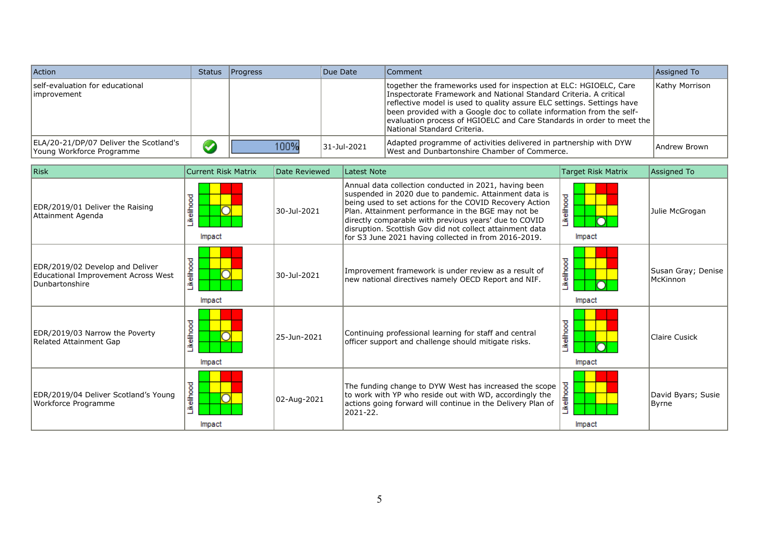| Action | Status | Progress | Due Date | Comment | Assigned To |
|---|---|---|---|---|---|
| self-evaluation for educational improvement | | | | together the frameworks used for inspection at ELC: HGIOELC, Care Inspectorate Framework and National Standard Criteria. A critical reflective model is used to quality assure ELC settings. Settings have been provided with a Google doc to collate information from the self-evaluation process of HGIOELC and Care Standards in order to meet the National Standard Criteria. | Kathy Morrison |
| ELA/20-21/DP/07 Deliver the Scotland's Young Workforce Programme | | 100% | 31-Jul-2021 | Adapted programme of activities delivered in partnership with DYW West and Dunbartonshire Chamber of Commerce. | Andrew Brown |

| Risk | Current Risk Matrix | Date Reviewed | Latest Note | Target Risk Matrix | Assigned To |
|---|---|---|---|---|---|
| EDR/2019/01 Deliver the Raising Attainment Agenda | | 30-Jul-2021 | Annual data collection conducted in 2021, having been suspended in 2020 due to pandemic. Attainment data is being used to set actions for the COVID Recovery Action Plan. Attainment performance in the BGE may not be directly comparable with previous years' due to COVID disruption. Scottish Gov did not collect attainment data for S3 June 2021 having collected in from 2016-2019. | | Julie McGrogan |
| EDR/2019/02 Develop and Deliver Educational Improvement Across West Dunbartonshire | | 30-Jul-2021 | Improvement framework is under review as a result of new national directives namely OECD Report and NIF. | | Susan Gray; Denise McKinnon |
| EDR/2019/03 Narrow the Poverty Related Attainment Gap | | 25-Jun-2021 | Continuing professional learning for staff and central officer support and challenge should mitigate risks. | | Claire Cusick |
| EDR/2019/04 Deliver Scotland's Young Workforce Programme | | 02-Aug-2021 | The funding change to DYW West has increased the scope to work with YP who reside out with WD, accordingly the actions going forward will continue in the Delivery Plan of 2021-22. | | David Byars; Susie Byrne |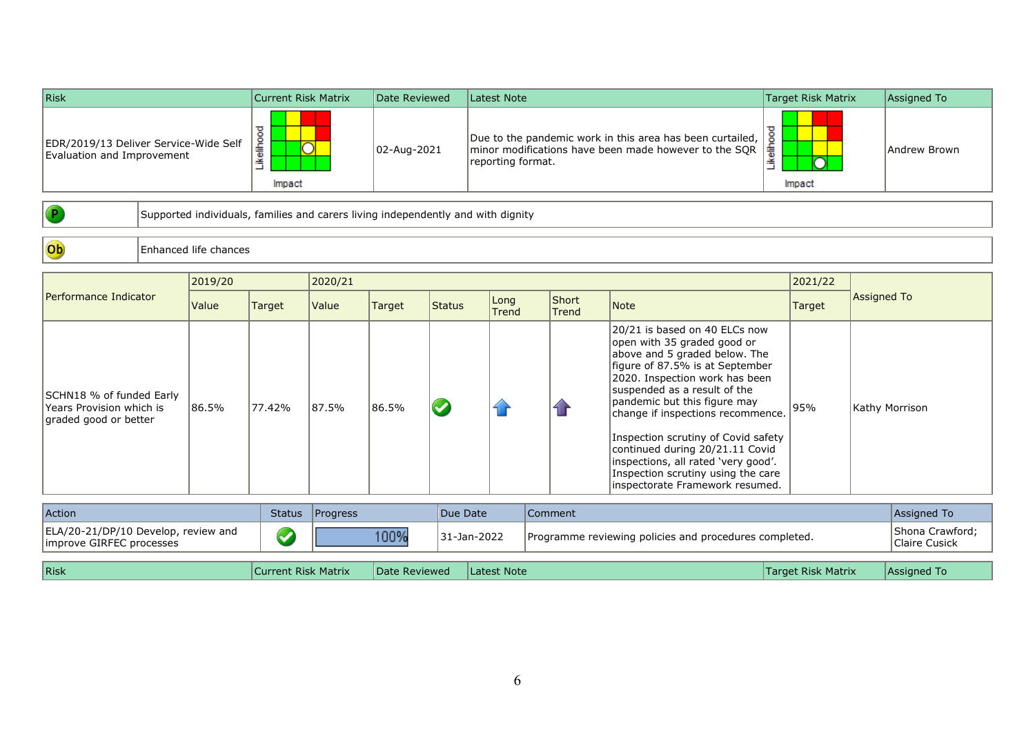| Risk | Current Risk Matrix | Date Reviewed | Latest Note | Target Risk Matrix | Assigned To |
|---|---|---|---|---|---|
| EDR/2019/13 Deliver Service-Wide Self Evaluation and Improvement | Likelihood / Impact | 02-Aug-2021 | Due to the pandemic work in this area has been curtailed, minor modifications have been made however to the SQR reporting format. | Likelihood / Impact | Andrew Brown |

| P | Supported individuals, families and carers living independently and with dignity |
|---|---|

| Ob | Enhanced life chances |
|---|---|

| Performance Indicator | 2019/20 | | 2020/21 | | | | | | 2021/22 | Assigned To |
|---|---|---|---|---|---|---|---|---|---|---|
| | Value | Target | Value | Target | Status | Long Trend | Short Trend | Note | Target | |
| SCHN18 % of funded Early Years Provision which is graded good or better | 86.5% | 77.42% | 87.5% | 86.5% | ✓ | ↑ | ↑ | 20/21 is based on 40 ELCs now open with 35 graded good or above and 5 graded below. The figure of 87.5% is at September 2020. Inspection work has been suspended as a result of the pandemic but this figure may change if inspections recommence.<br><br>Inspection scrutiny of Covid safety continued during 20/21.11 Covid inspections, all rated 'very good'. Inspection scrutiny using the care inspectorate Framework resumed. | 95% | Kathy Morrison |

| Action | Status | Progress | Due Date | Comment | Assigned To |
|---|---|---|---|---|---|
| ELA/20-21/DP/10 Develop, review and improve GIRFEC processes | ✓ | 100% | 31-Jan-2022 | Programme reviewing policies and procedures completed. | Shona Crawford; Claire Cusick |

| Risk | Current Risk Matrix | Date Reviewed | Latest Note | Target Risk Matrix | Assigned To |
|---|---|---|---|---|---|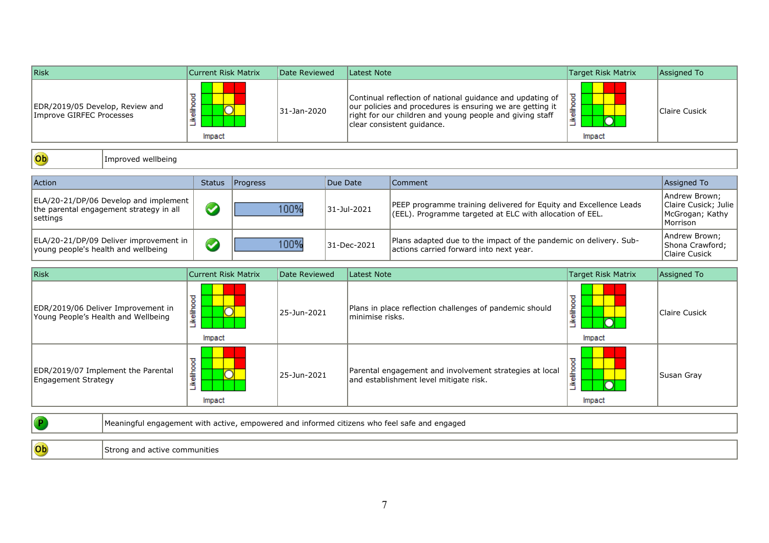| Risk | Current Risk Matrix | Date Reviewed | Latest Note | Target Risk Matrix | Assigned To |
|---|---|---|---|---|---|
| EDR/2019/05 Develop, Review and Improve GIRFEC Processes | | 31-Jan-2020 | Continual reflection of national guidance and updating of our policies and procedures is ensuring we are getting it right for our children and young people and giving staff clear consistent guidance. | | Claire Cusick |

| Ob | Improved wellbeing |
|---|---|

| Action | Status | Progress | Due Date | Comment | Assigned To |
|---|---|---|---|---|---|
| ELA/20-21/DP/06 Develop and implement the parental engagement strategy in all settings | ✔ | 100% | 31-Jul-2021 | PEEP programme training delivered for Equity and Excellence Leads (EEL). Programme targeted at ELC with allocation of EEL. | Andrew Brown; Claire Cusick; Julie McGrogan; Kathy Morrison |
| ELA/20-21/DP/09 Deliver improvement in young people's health and wellbeing | ✔ | 100% | 31-Dec-2021 | Plans adapted due to the impact of the pandemic on delivery. Sub-actions carried forward into next year. | Andrew Brown; Shona Crawford; Claire Cusick |

| Risk | Current Risk Matrix | Date Reviewed | Latest Note | Target Risk Matrix | Assigned To |
|---|---|---|---|---|---|
| EDR/2019/06 Deliver Improvement in Young People’s Health and Wellbeing | | 25-Jun-2021 | Plans in place reflection challenges of pandemic should minimise risks. | | Claire Cusick |
| EDR/2019/07 Implement the Parental Engagement Strategy | | 25-Jun-2021 | Parental engagement and involvement strategies at local and establishment level mitigate risk. | | Susan Gray |

| P | Meaningful engagement with active, empowered and informed citizens who feel safe and engaged |
|---|---|

| Ob | Strong and active communities |
|---|---|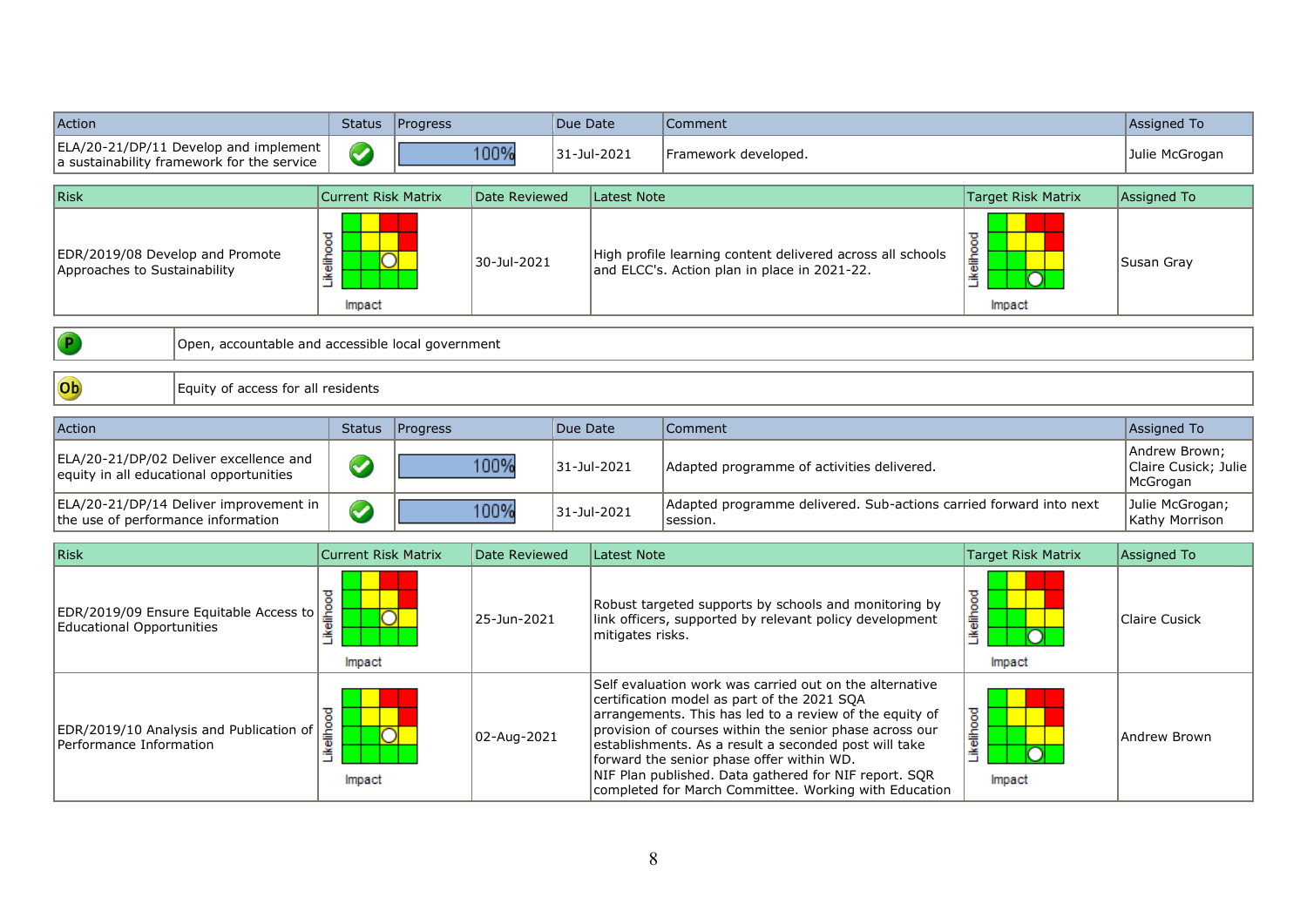| Action | Status | Progress | Due Date | Comment | Assigned To |
|---|---|---|---|---|---|
| ELA/20-21/DP/11 Develop and implement a sustainability framework for the service | ✔ | 100% | 31-Jul-2021 | Framework developed. | Julie McGrogan |

| Risk | Current Risk Matrix | Date Reviewed | Latest Note | Target Risk Matrix | Assigned To |
|---|---|---|---|---|---|
| EDR/2019/08 Develop and Promote Approaches to Sustainability | | 30-Jul-2021 | High profile learning content delivered across all schools and ELCC's. Action plan in place in 2021-22. | | Susan Gray |

| P | Open, accountable and accessible local government |
|---|---|

| Ob | Equity of access for all residents |
|---|---|

| Action | Status | Progress | Due Date | Comment | Assigned To |
|---|---|---|---|---|---|
| ELA/20-21/DP/02 Deliver excellence and equity in all educational opportunities | ✔ | 100% | 31-Jul-2021 | Adapted programme of activities delivered. | Andrew Brown; Claire Cusick; Julie McGrogan |
| ELA/20-21/DP/14 Deliver improvement in the use of performance information | ✔ | 100% | 31-Jul-2021 | Adapted programme delivered. Sub-actions carried forward into next session. | Julie McGrogan; Kathy Morrison |

| Risk | Current Risk Matrix | Date Reviewed | Latest Note | Target Risk Matrix | Assigned To |
|---|---|---|---|---|---|
| EDR/2019/09 Ensure Equitable Access to Educational Opportunities | | 25-Jun-2021 | Robust targeted supports by schools and monitoring by link officers, supported by relevant policy development mitigates risks. | | Claire Cusick |
| EDR/2019/10 Analysis and Publication of Performance Information | | 02-Aug-2021 | Self evaluation work was carried out on the alternative certification model as part of the 2021 SQA arrangements. This has led to a review of the equity of provision of courses within the senior phase across our establishments. As a result a seconded post will take forward the senior phase offer within WD.<br>NIF Plan published. Data gathered for NIF report. SQR completed for March Committee. Working with Education | | Andrew Brown |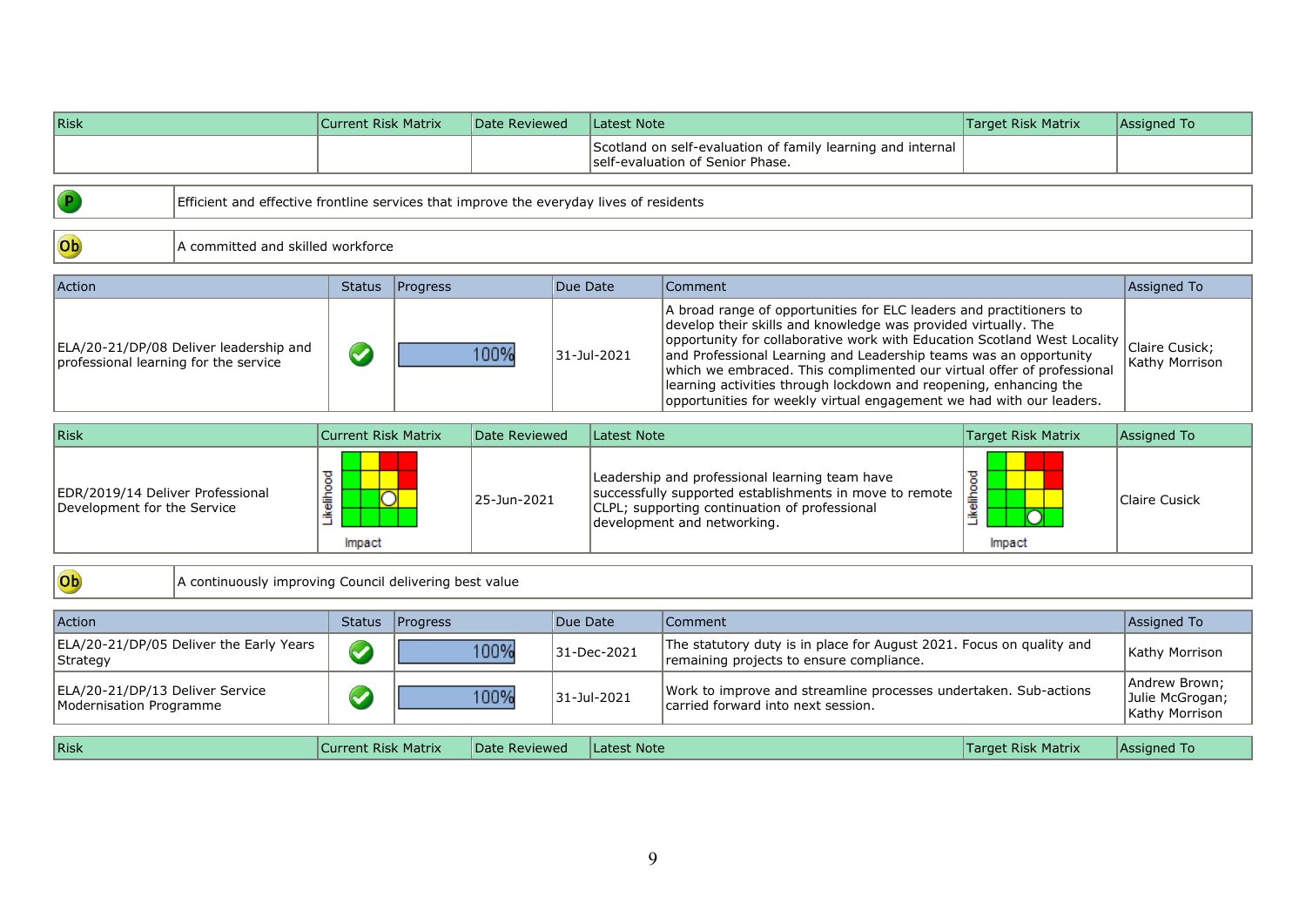| Risk | Current Risk Matrix | Date Reviewed | Latest Note | Target Risk Matrix | Assigned To |
|---|---|---|---|---|---|
| | | | Scotland on self-evaluation of family learning and internal self-evaluation of Senior Phase. | | |

| P | Efficient and effective frontline services that improve the everyday lives of residents |
|---|---|

| Ob | A committed and skilled workforce |
|---|---|

| Action | Status | Progress | Due Date | Comment | Assigned To |
|---|---|---|---|---|---|
| ELA/20-21/DP/08 Deliver leadership and professional learning for the service | ✔ | 100% | 31-Jul-2021 | A broad range of opportunities for ELC leaders and practitioners to develop their skills and knowledge was provided virtually. The opportunity for collaborative work with Education Scotland West Locality and Professional Learning and Leadership teams was an opportunity which we embraced. This complimented our virtual offer of professional learning activities through lockdown and reopening, enhancing the opportunities for weekly virtual engagement we had with our leaders. | Claire Cusick; Kathy Morrison |

| Risk | Current Risk Matrix | Date Reviewed | Latest Note | Target Risk Matrix | Assigned To |
|---|---|---|---|---|---|
| EDR/2019/14 Deliver Professional Development for the Service | Likelihood / Impact | 25-Jun-2021 | Leadership and professional learning team have successfully supported establishments in move to remote CLPL; supporting continuation of professional development and networking. | Likelihood / Impact | Claire Cusick |

| Ob | A continuously improving Council delivering best value |
|---|---|

| Action | Status | Progress | Due Date | Comment | Assigned To |
|---|---|---|---|---|---|
| ELA/20-21/DP/05 Deliver the Early Years Strategy | ✔ | 100% | 31-Dec-2021 | The statutory duty is in place for August 2021. Focus on quality and remaining projects to ensure compliance. | Kathy Morrison |
| ELA/20-21/DP/13 Deliver Service Modernisation Programme | ✔ | 100% | 31-Jul-2021 | Work to improve and streamline processes undertaken. Sub-actions carried forward into next session. | Andrew Brown; Julie McGrogan; Kathy Morrison |

| Risk | Current Risk Matrix | Date Reviewed | Latest Note | Target Risk Matrix | Assigned To |
|---|---|---|---|---|---|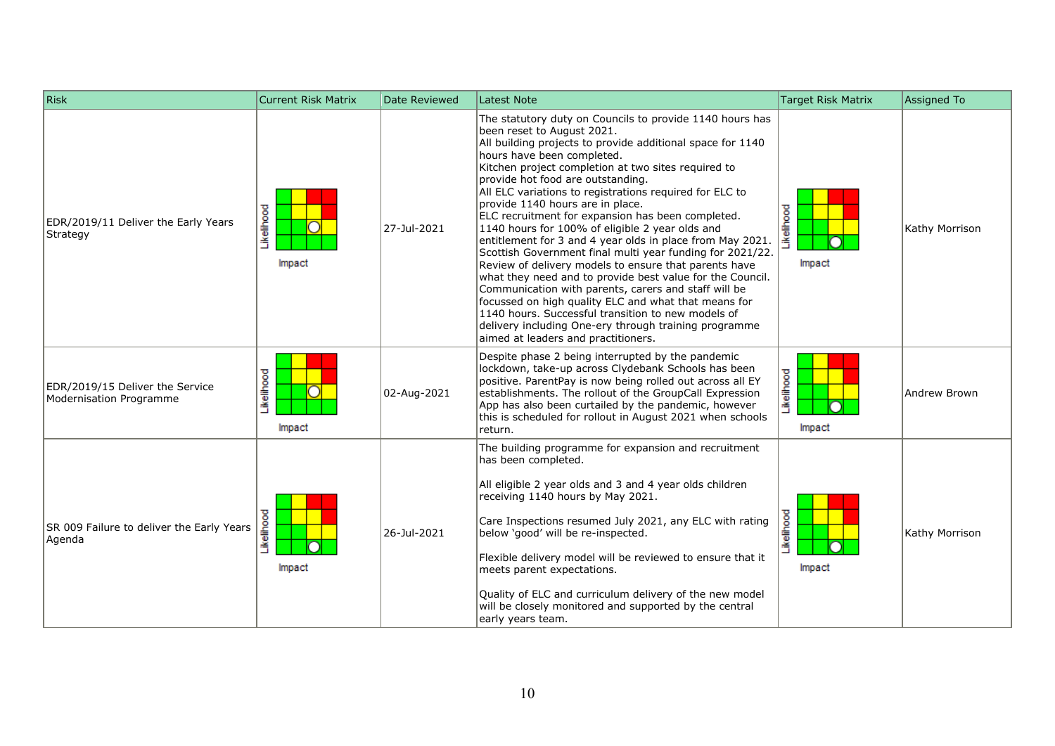| Risk | Current Risk Matrix | Date Reviewed | Latest Note | Target Risk Matrix | Assigned To |
|---|---|---|---|---|---|
| EDR/2019/11 Deliver the Early Years Strategy | Likelihood / Impact | 27-Jul-2021 | The statutory duty on Councils to provide 1140 hours has been reset to August 2021.<br>All building projects to provide additional space for 1140 hours have been completed.<br>Kitchen project completion at two sites required to provide hot food are outstanding.<br>All ELC variations to registrations required for ELC to provide 1140 hours are in place.<br>ELC recruitment for expansion has been completed.<br>1140 hours for 100% of eligible 2 year olds and entitlement for 3 and 4 year olds in place from May 2021.<br>Scottish Government final multi year funding for 2021/22.<br>Review of delivery models to ensure that parents have what they need and to provide best value for the Council.<br>Communication with parents, carers and staff will be focussed on high quality ELC and what that means for 1140 hours. Successful transition to new models of delivery including One-ery through training programme aimed at leaders and practitioners. | Likelihood / Impact | Kathy Morrison |
| EDR/2019/15 Deliver the Service Modernisation Programme | Likelihood / Impact | 02-Aug-2021 | Despite phase 2 being interrupted by the pandemic lockdown, take-up across Clydebank Schools has been positive. ParentPay is now being rolled out across all EY establishments. The rollout of the GroupCall Expression App has also been curtailed by the pandemic, however this is scheduled for rollout in August 2021 when schools return. | Likelihood / Impact | Andrew Brown |
| SR 009 Failure to deliver the Early Years Agenda | Likelihood / Impact | 26-Jul-2021 | The building programme for expansion and recruitment has been completed.<br><br>All eligible 2 year olds and 3 and 4 year olds children receiving 1140 hours by May 2021.<br><br>Care Inspections resumed July 2021, any ELC with rating below 'good' will be re-inspected.<br><br>Flexible delivery model will be reviewed to ensure that it meets parent expectations.<br><br>Quality of ELC and curriculum delivery of the new model will be closely monitored and supported by the central early years team. | Likelihood / Impact | Kathy Morrison |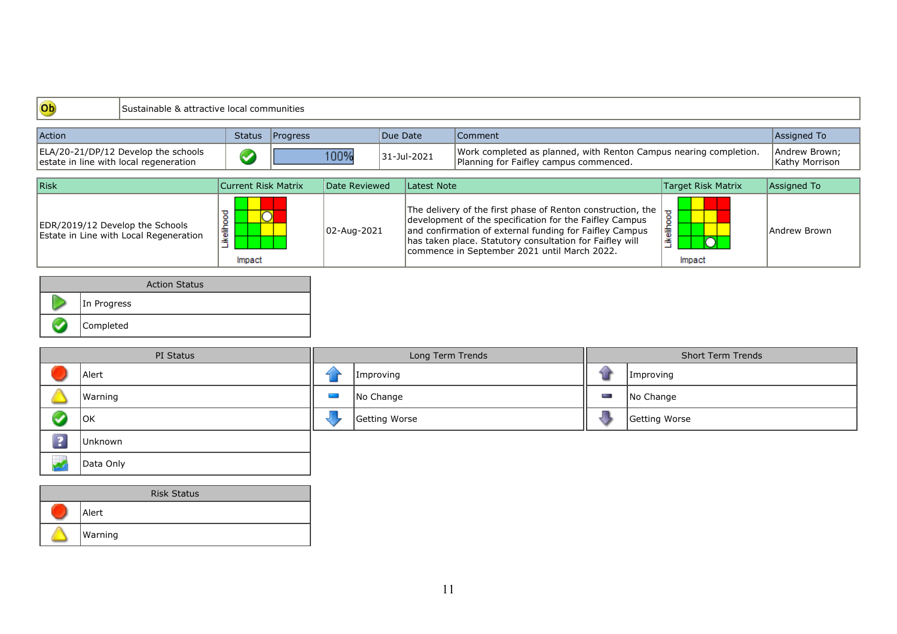| Ob | Sustainable & attractive local communities |
|---|---|

| Action | Status | Progress | Due Date | Comment | Assigned To |
|---|---|---|---|---|---|
| ELA/20-21/DP/12 Develop the schools estate in line with local regeneration | Completed | 100% | 31-Jul-2021 | Work completed as planned, with Renton Campus nearing completion. Planning for Faifley campus commenced. | Andrew Brown; Kathy Morrison |

| Risk | Current Risk Matrix | Date Reviewed | Latest Note | Target Risk Matrix | Assigned To |
|---|---|---|---|---|---|
| EDR/2019/12 Develop the Schools Estate in Line with Local Regeneration | Likelihood / Impact | 02-Aug-2021 | The delivery of the first phase of Renton construction, the development of the specification for the Faifley Campus and confirmation of external funding for Faifley Campus has taken place. Statutory consultation for Faifley will commence in September 2021 until March 2022. | Likelihood / Impact | Andrew Brown |

| Action Status | |
|---|---|
| | In Progress |
| | Completed |

| PI Status | |
|---|---|
| | Alert |
| | Warning |
| | OK |
| | Unknown |
| | Data Only |

| Long Term Trends | |
|---|---|
| | Improving |
| | No Change |
| | Getting Worse |

| Short Term Trends | |
|---|---|
| | Improving |
| | No Change |
| | Getting Worse |

| Risk Status | |
|---|---|
| | Alert |
| | Warning |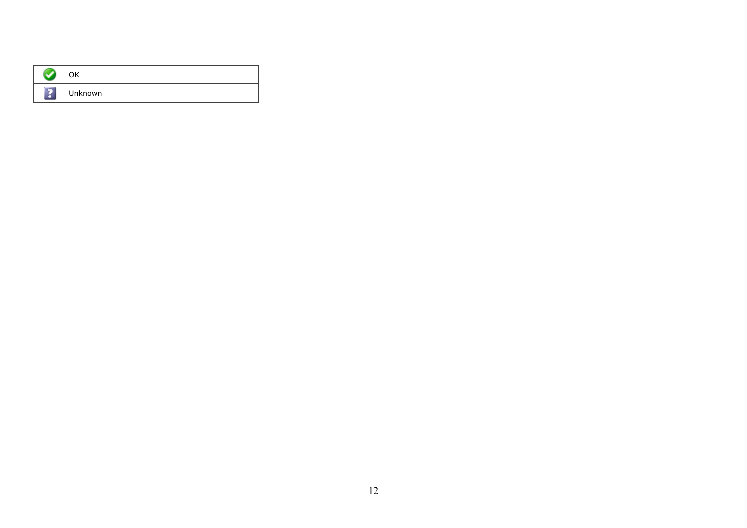| | |
|---|---|
| | OK |
| | Unknown |